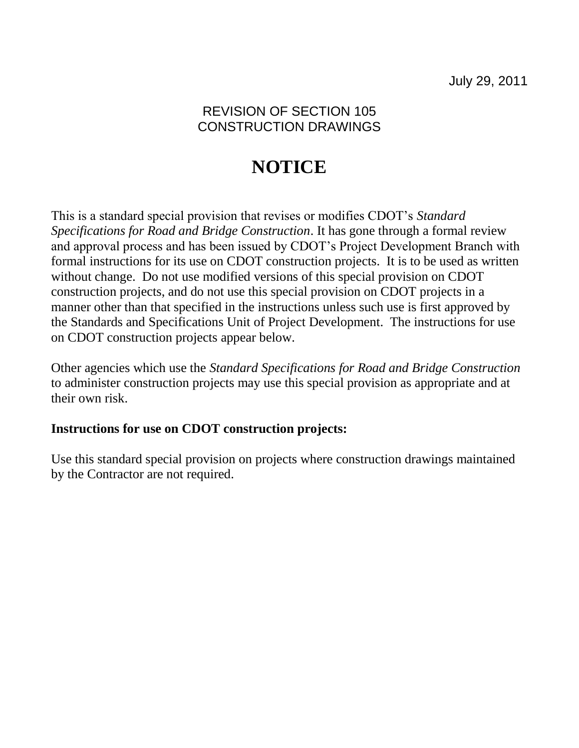July 29, 2011

REVISION OF SECTION 105
CONSTRUCTION DRAWINGS

# NOTICE

This is a standard special provision that revises or modifies CDOT's *Standard Specifications for Road and Bridge Construction*. It has gone through a formal review and approval process and has been issued by CDOT's Project Development Branch with formal instructions for its use on CDOT construction projects. It is to be used as written without change. Do not use modified versions of this special provision on CDOT construction projects, and do not use this special provision on CDOT projects in a manner other than that specified in the instructions unless such use is first approved by the Standards and Specifications Unit of Project Development. The instructions for use on CDOT construction projects appear below.

Other agencies which use the *Standard Specifications for Road and Bridge Construction* to administer construction projects may use this special provision as appropriate and at their own risk.

**Instructions for use on CDOT construction projects:**

Use this standard special provision on projects where construction drawings maintained by the Contractor are not required.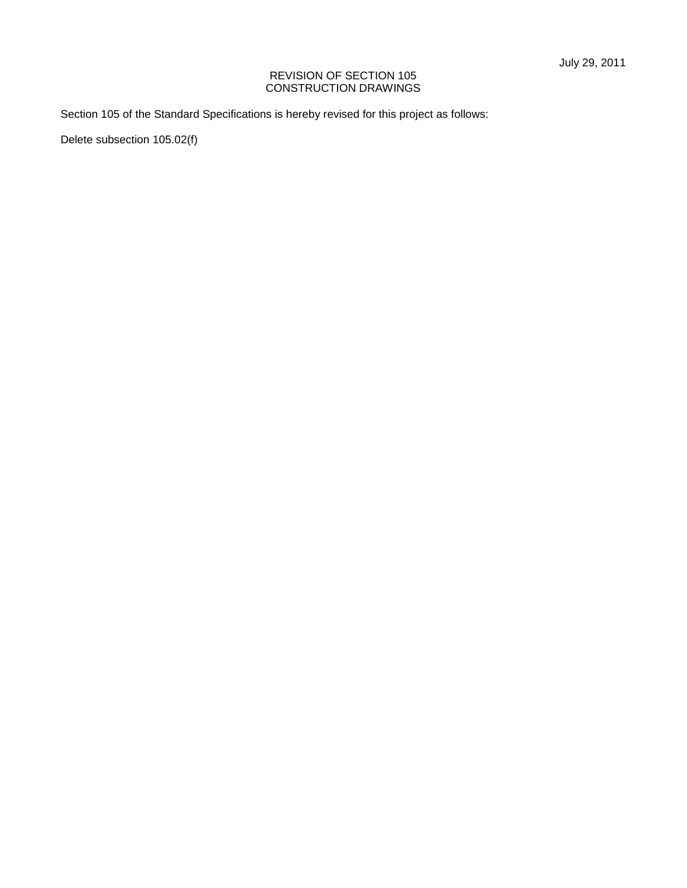July 29, 2011

# REVISION OF SECTION 105
# CONSTRUCTION DRAWINGS

Section 105 of the Standard Specifications is hereby revised for this project as follows:

Delete subsection 105.02(f)